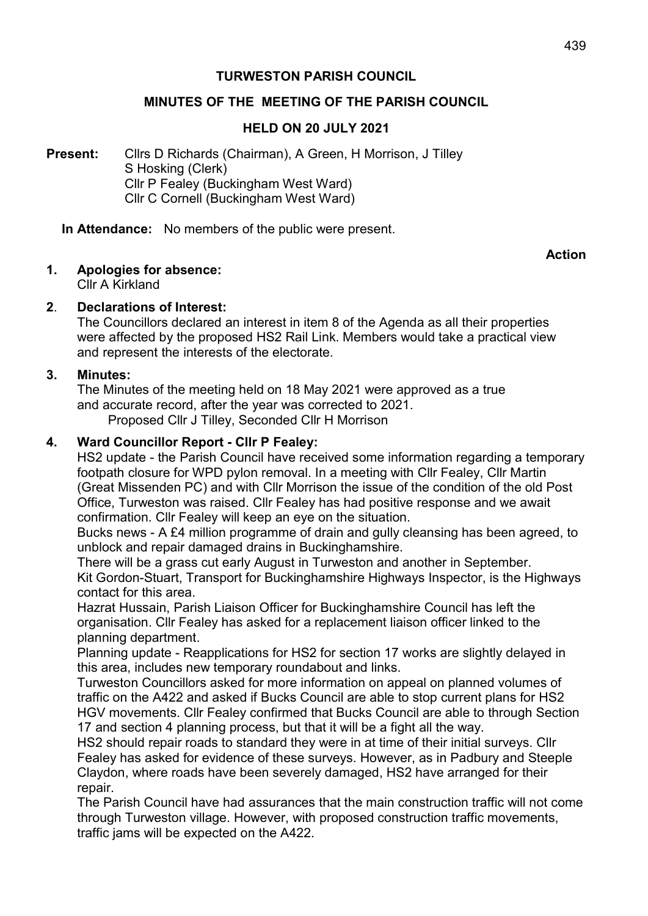**TURWESTON PARISH COUNCIL**

**MINUTES OF THE MEETING OF THE PARISH COUNCIL**

**HELD ON 20 JULY 2021**

**Present:** Cllrs D Richards (Chairman), A Green, H Morrison, J Tilley
S Hosking (Clerk)
Cllr P Fealey (Buckingham West Ward)
Cllr C Cornell (Buckingham West Ward)

**In Attendance:** No members of the public were present.

**Action**

**1. Apologies for absence:**
Cllr A Kirkland

**2. Declarations of Interest:**
The Councillors declared an interest in item 8 of the Agenda as all their properties were affected by the proposed HS2 Rail Link. Members would take a practical view and represent the interests of the electorate.

**3. Minutes:**
The Minutes of the meeting held on 18 May 2021 were approved as a true and accurate record, after the year was corrected to 2021.
Proposed Cllr J Tilley, Seconded Cllr H Morrison

**4. Ward Councillor Report - Cllr P Fealey:**
HS2 update - the Parish Council have received some information regarding a temporary footpath closure for WPD pylon removal. In a meeting with Cllr Fealey, Cllr Martin (Great Missenden PC) and with Cllr Morrison the issue of the condition of the old Post Office, Turweston was raised. Cllr Fealey has had positive response and we await confirmation. Cllr Fealey will keep an eye on the situation.
Bucks news - A £4 million programme of drain and gully cleansing has been agreed, to unblock and repair damaged drains in Buckinghamshire.
There will be a grass cut early August in Turweston and another in September.
Kit Gordon-Stuart, Transport for Buckinghamshire Highways Inspector, is the Highways contact for this area.
Hazrat Hussain, Parish Liaison Officer for Buckinghamshire Council has left the organisation. Cllr Fealey has asked for a replacement liaison officer linked to the planning department.
Planning update - Reapplications for HS2 for section 17 works are slightly delayed in this area, includes new temporary roundabout and links.
Turweston Councillors asked for more information on appeal on planned volumes of traffic on the A422 and asked if Bucks Council are able to stop current plans for HS2 HGV movements. Cllr Fealey confirmed that Bucks Council are able to through Section 17 and section 4 planning process, but that it will be a fight all the way.
HS2 should repair roads to standard they were in at time of their initial surveys. Cllr Fealey has asked for evidence of these surveys. However, as in Padbury and Steeple Claydon, where roads have been severely damaged, HS2 have arranged for their repair.
The Parish Council have had assurances that the main construction traffic will not come through Turweston village. However, with proposed construction traffic movements, traffic jams will be expected on the A422.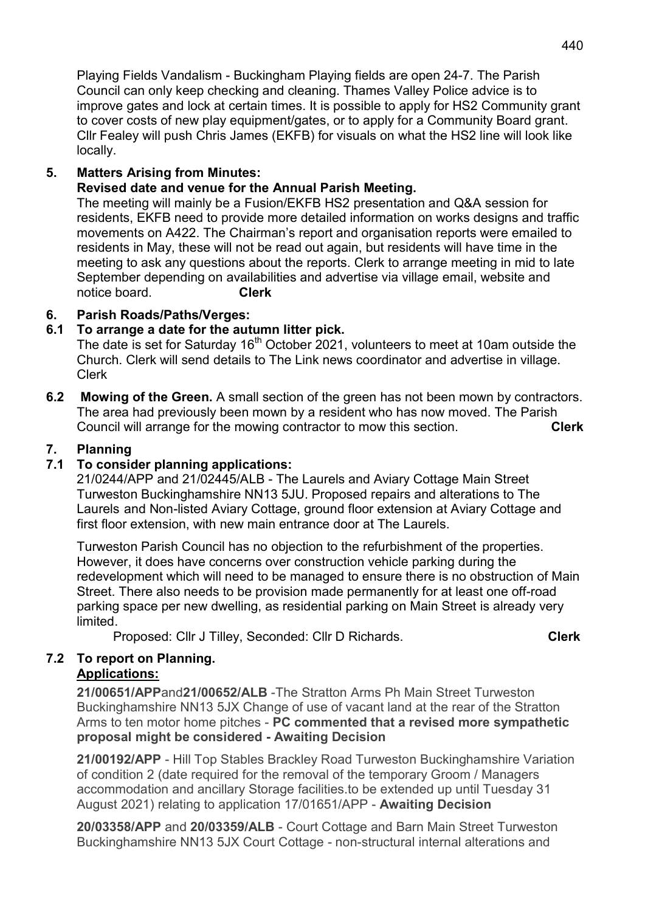Playing Fields Vandalism - Buckingham Playing fields are open 24-7. The Parish Council can only keep checking and cleaning. Thames Valley Police advice is to improve gates and lock at certain times. It is possible to apply for HS2 Community grant to cover costs of new play equipment/gates, or to apply for a Community Board grant. Cllr Fealey will push Chris James (EKFB) for visuals on what the HS2 line will look like locally.

## 5. Matters Arising from Minutes:

**Revised date and venue for the Annual Parish Meeting.**

The meeting will mainly be a Fusion/EKFB HS2 presentation and Q&A session for residents, EKFB need to provide more detailed information on works designs and traffic movements on A422. The Chairman's report and organisation reports were emailed to residents in May, these will not be read out again, but residents will have time in the meeting to ask any questions about the reports. Clerk to arrange meeting in mid to late September depending on availabilities and advertise via village email, website and notice board. **Clerk**

## 6. Parish Roads/Paths/Verges:

### 6.1 To arrange a date for the autumn litter pick.

The date is set for Saturday 16th October 2021, volunteers to meet at 10am outside the Church. Clerk will send details to The Link news coordinator and advertise in village. Clerk

### 6.2 Mowing of the Green.

A small section of the green has not been mown by contractors. The area had previously been mown by a resident who has now moved. The Parish Council will arrange for the mowing contractor to mow this section. **Clerk**

## 7. Planning

### 7.1 To consider planning applications:

21/0244/APP and 21/02445/ALB - The Laurels and Aviary Cottage Main Street Turweston Buckinghamshire NN13 5JU. Proposed repairs and alterations to The Laurels and Non-listed Aviary Cottage, ground floor extension at Aviary Cottage and first floor extension, with new main entrance door at The Laurels.

Turweston Parish Council has no objection to the refurbishment of the properties. However, it does have concerns over construction vehicle parking during the redevelopment which will need to be managed to ensure there is no obstruction of Main Street. There also needs to be provision made permanently for at least one off-road parking space per new dwelling, as residential parking on Main Street is already very limited.

Proposed: Cllr J Tilley, Seconded: Cllr D Richards. **Clerk**

### 7.2 To report on Planning.

**Applications:**

**21/00651/APP**and**21/00652/ALB** -The Stratton Arms Ph Main Street Turweston Buckinghamshire NN13 5JX Change of use of vacant land at the rear of the Stratton Arms to ten motor home pitches - **PC commented that a revised more sympathetic proposal might be considered - Awaiting Decision**

**21/00192/APP** - Hill Top Stables Brackley Road Turweston Buckinghamshire Variation of condition 2 (date required for the removal of the temporary Groom / Managers accommodation and ancillary Storage facilities.to be extended up until Tuesday 31 August 2021) relating to application 17/01651/APP - **Awaiting Decision**

**20/03358/APP** and **20/03359/ALB** - Court Cottage and Barn Main Street Turweston Buckinghamshire NN13 5JX Court Cottage - non-structural internal alterations and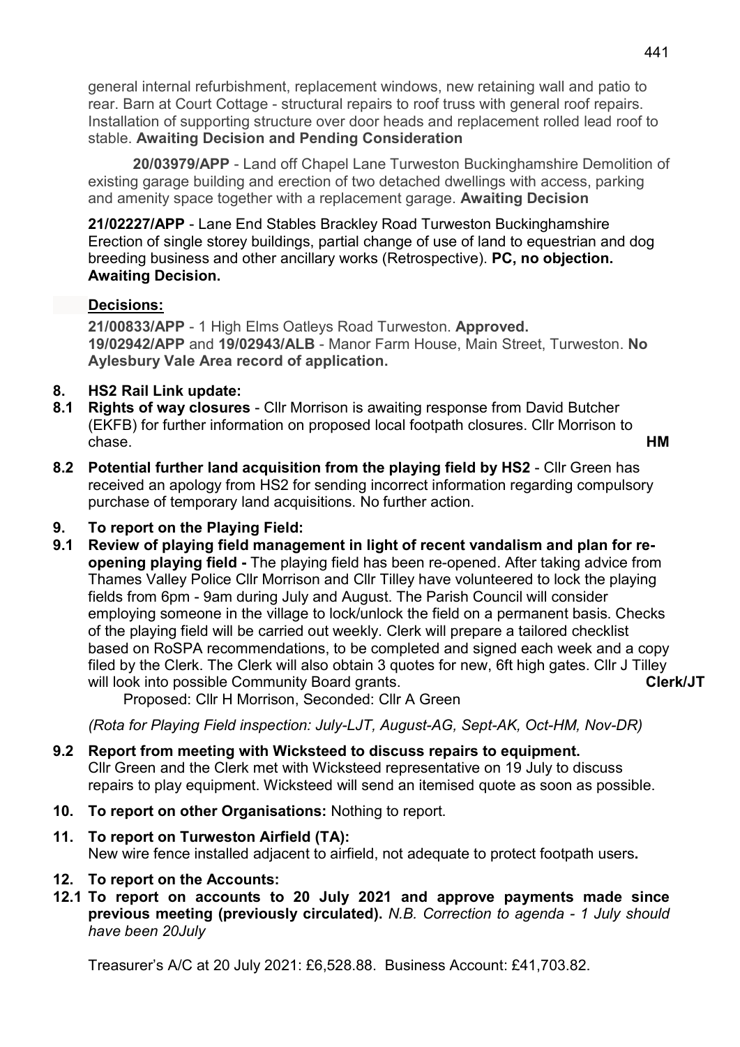general internal refurbishment, replacement windows, new retaining wall and patio to rear. Barn at Court Cottage - structural repairs to roof truss with general roof repairs. Installation of supporting structure over door heads and replacement rolled lead roof to stable. **Awaiting Decision and Pending Consideration**

**20/03979/APP** - Land off Chapel Lane Turweston Buckinghamshire Demolition of existing garage building and erection of two detached dwellings with access, parking and amenity space together with a replacement garage. **Awaiting Decision**

**21/02227/APP** - Lane End Stables Brackley Road Turweston Buckinghamshire Erection of single storey buildings, partial change of use of land to equestrian and dog breeding business and other ancillary works (Retrospective). **PC, no objection. Awaiting Decision.**

**Decisions:**

**21/00833/APP** - 1 High Elms Oatleys Road Turweston. **Approved.**
**19/02942/APP** and **19/02943/ALB** - Manor Farm House, Main Street, Turweston. **No Aylesbury Vale Area record of application.**

**8. HS2 Rail Link update:**

**8.1 Rights of way closures** - Cllr Morrison is awaiting response from David Butcher (EKFB) for further information on proposed local footpath closures. Cllr Morrison to chase. **HM**

**8.2 Potential further land acquisition from the playing field by HS2** - Cllr Green has received an apology from HS2 for sending incorrect information regarding compulsory purchase of temporary land acquisitions. No further action.

**9. To report on the Playing Field:**

**9.1 Review of playing field management in light of recent vandalism and plan for re-opening playing field -** The playing field has been re-opened. After taking advice from Thames Valley Police Cllr Morrison and Cllr Tilley have volunteered to lock the playing fields from 6pm - 9am during July and August. The Parish Council will consider employing someone in the village to lock/unlock the field on a permanent basis. Checks of the playing field will be carried out weekly. Clerk will prepare a tailored checklist based on RoSPA recommendations, to be completed and signed each week and a copy filed by the Clerk. The Clerk will also obtain 3 quotes for new, 6ft high gates. Cllr J Tilley will look into possible Community Board grants. **Clerk/JT**

Proposed: Cllr H Morrison, Seconded: Cllr A Green

*(Rota for Playing Field inspection: July-LJT, August-AG, Sept-AK, Oct-HM, Nov-DR)*

**9.2 Report from meeting with Wicksteed to discuss repairs to equipment.**
Cllr Green and the Clerk met with Wicksteed representative on 19 July to discuss repairs to play equipment. Wicksteed will send an itemised quote as soon as possible.

**10. To report on other Organisations:** Nothing to report.

**11. To report on Turweston Airfield (TA):**
New wire fence installed adjacent to airfield, not adequate to protect footpath users**.**

**12. To report on the Accounts:**

**12.1 To report on accounts to 20 July 2021 and approve payments made since previous meeting (previously circulated).** *N.B. Correction to agenda - 1 July should have been 20July*

Treasurer's A/C at 20 July 2021: £6,528.88. Business Account: £41,703.82.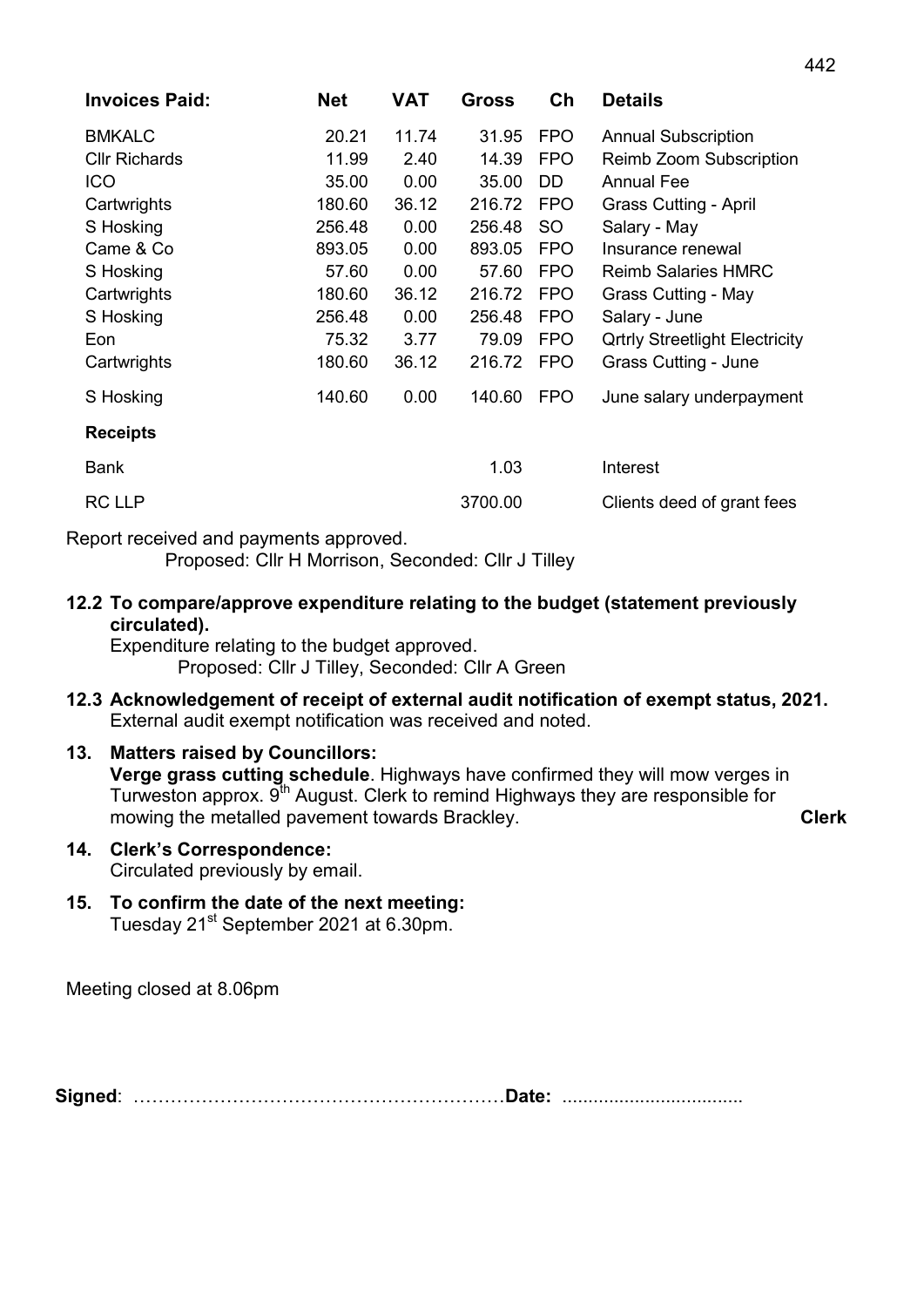| Invoices Paid: | Net | VAT | Gross | Ch | Details |
|---|---|---|---|---|---|
| BMKALC | 20.21 | 11.74 | 31.95 | FPO | Annual Subscription |
| Cllr Richards | 11.99 | 2.40 | 14.39 | FPO | Reimb Zoom Subscription |
| ICO | 35.00 | 0.00 | 35.00 | DD | Annual Fee |
| Cartwrights | 180.60 | 36.12 | 216.72 | FPO | Grass Cutting - April |
| S Hosking | 256.48 | 0.00 | 256.48 | SO | Salary - May |
| Came & Co | 893.05 | 0.00 | 893.05 | FPO | Insurance renewal |
| S Hosking | 57.60 | 0.00 | 57.60 | FPO | Reimb Salaries HMRC |
| Cartwrights | 180.60 | 36.12 | 216.72 | FPO | Grass Cutting - May |
| S Hosking | 256.48 | 0.00 | 256.48 | FPO | Salary - June |
| Eon | 75.32 | 3.77 | 79.09 | FPO | Qrtrly Streetlight Electricity |
| Cartwrights | 180.60 | 36.12 | 216.72 | FPO | Grass Cutting - June |
| S Hosking | 140.60 | 0.00 | 140.60 | FPO | June salary underpayment |
| **Receipts** | | | | | |
| Bank | | | 1.03 | | Interest |
| RC LLP | | | 3700.00 | | Clients deed of grant fees |

Report received and payments approved.
Proposed: Cllr H Morrison, Seconded: Cllr J Tilley

**12.2 To compare/approve expenditure relating to the budget (statement previously circulated).**
Expenditure relating to the budget approved.
Proposed: Cllr J Tilley, Seconded: Cllr A Green

**12.3 Acknowledgement of receipt of external audit notification of exempt status, 2021.**
External audit exempt notification was received and noted.

**13. Matters raised by Councillors:**
**Verge grass cutting schedule**. Highways have confirmed they will mow verges in Turweston approx. 9th August. Clerk to remind Highways they are responsible for mowing the metalled pavement towards Brackley. **Clerk**

**14. Clerk's Correspondence:**
Circulated previously by email.

**15. To confirm the date of the next meeting:**
Tuesday 21st September 2021 at 6.30pm.

Meeting closed at 8.06pm

**Signed**: ……………………………………………………**Date:** ..................................